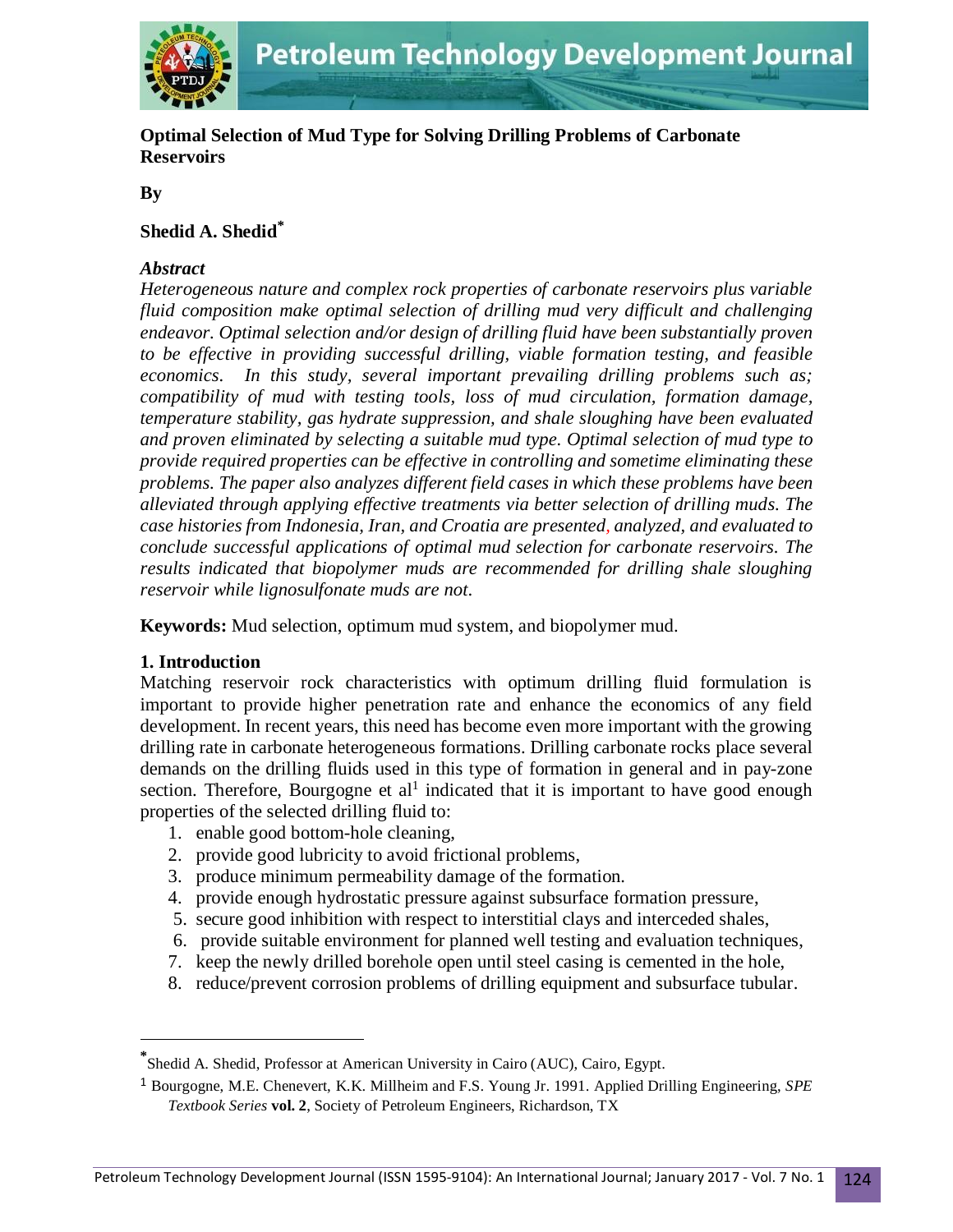# Optimal Selection of Mud Type for Solving Drilling Problems of Carbonate Reservoirs

**By**

**Shedid A. Shedid***

### *Abstract*

*Heterogeneous nature and complex rock properties of carbonate reservoirs plus variable fluid composition make optimal selection of drilling mud very difficult and challenging endeavor. Optimal selection and/or design of drilling fluid have been substantially proven to be effective in providing successful drilling, viable formation testing, and feasible economics. In this study, several important prevailing drilling problems such as; compatibility of mud with testing tools, loss of mud circulation, formation damage, temperature stability, gas hydrate suppression, and shale sloughing have been evaluated and proven eliminated by selecting a suitable mud type. Optimal selection of mud type to provide required properties can be effective in controlling and sometime eliminating these problems. The paper also analyzes different field cases in which these problems have been alleviated through applying effective treatments via better selection of drilling muds. The case histories from Indonesia, Iran, and Croatia are presented, analyzed, and evaluated to conclude successful applications of optimal mud selection for carbonate reservoirs. The results indicated that biopolymer muds are recommended for drilling shale sloughing reservoir while lignosulfonate muds are not.*

**Keywords:** Mud selection, optimum mud system, and biopolymer mud.

## 1. Introduction

Matching reservoir rock characteristics with optimum drilling fluid formulation is important to provide higher penetration rate and enhance the economics of any field development. In recent years, this need has become even more important with the growing drilling rate in carbonate heterogeneous formations. Drilling carbonate rocks place several demands on the drilling fluids used in this type of formation in general and in pay-zone section. Therefore, Bourgogne et al[1] indicated that it is important to have good enough properties of the selected drilling fluid to:

1. enable good bottom-hole cleaning,
2. provide good lubricity to avoid frictional problems,
3. produce minimum permeability damage of the formation.
4. provide enough hydrostatic pressure against subsurface formation pressure,
5. secure good inhibition with respect to interstitial clays and interceded shales,
6. provide suitable environment for planned well testing and evaluation techniques,
7. keep the newly drilled borehole open until steel casing is cemented in the hole,
8. reduce/prevent corrosion problems of drilling equipment and subsurface tubular.

---

* Shedid A. Shedid, Professor at American University in Cairo (AUC), Cairo, Egypt.

[1] Bourgogne, M.E. Chenevert, K.K. Millheim and F.S. Young Jr. 1991. Applied Drilling Engineering, *SPE Textbook Series* **vol. 2**, Society of Petroleum Engineers, Richardson, TX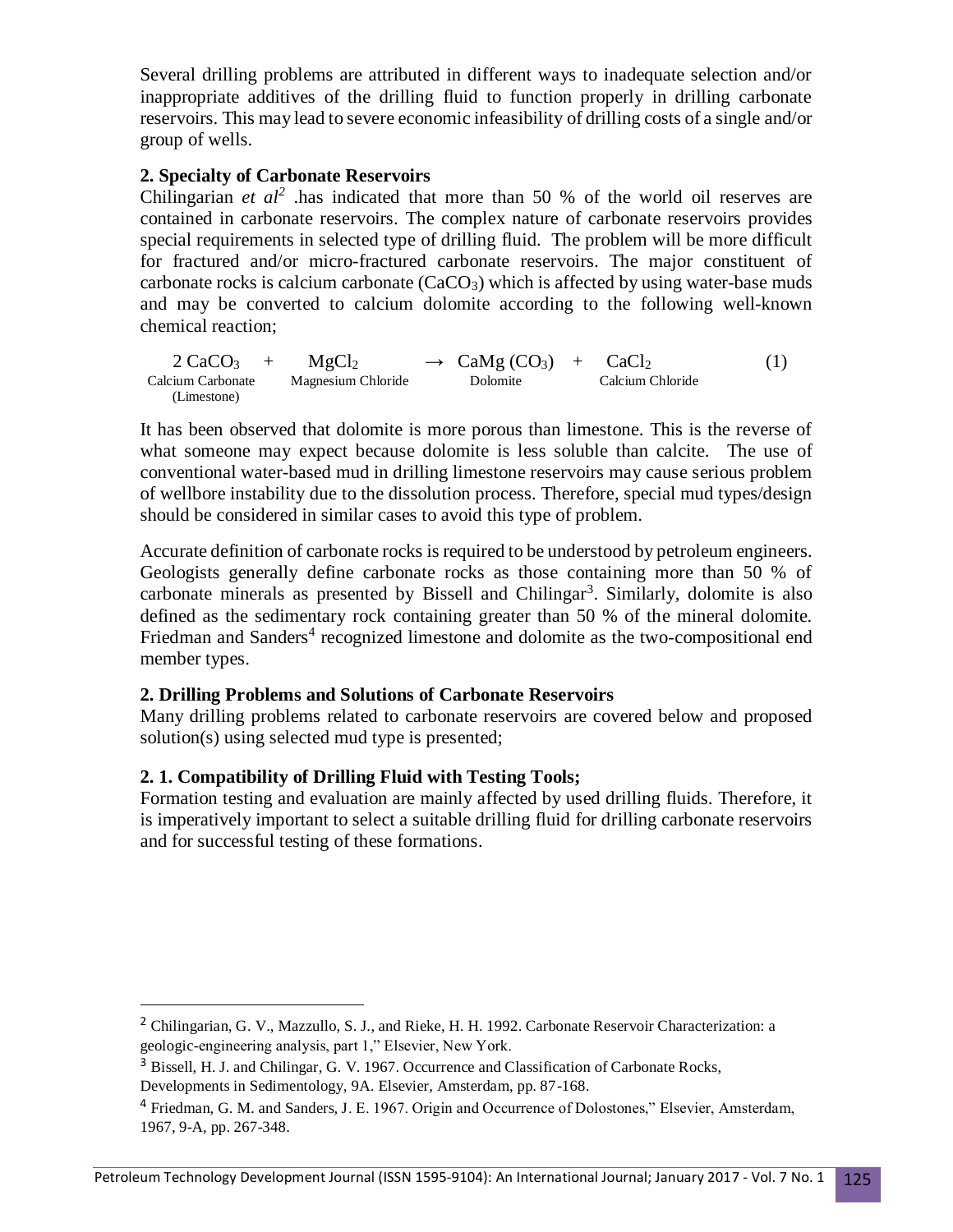Several drilling problems are attributed in different ways to inadequate selection and/or inappropriate additives of the drilling fluid to function properly in drilling carbonate reservoirs. This may lead to severe economic infeasibility of drilling costs of a single and/or group of wells.

## 2. Specialty of Carbonate Reservoirs

Chilingarian *et al*[2] .has indicated that more than 50 % of the world oil reserves are contained in carbonate reservoirs. The complex nature of carbonate reservoirs provides special requirements in selected type of drilling fluid. The problem will be more difficult for fractured and/or micro-fractured carbonate reservoirs. The major constituent of carbonate rocks is calcium carbonate ($CaCO_3$) which is affected by using water-base muds and may be converted to calcium dolomite according to the following well-known chemical reaction;

$$\underset{\text{Calcium Carbonate (Limestone)}}{2\,CaCO_3} + \underset{\text{Magnesium Chloride}}{MgCl_2} \rightarrow \underset{\text{Dolomite}}{CaMg\,(CO_3)} + \underset{\text{Calcium Chloride}}{CaCl_2} \qquad (1)$$

It has been observed that dolomite is more porous than limestone. This is the reverse of what someone may expect because dolomite is less soluble than calcite. The use of conventional water-based mud in drilling limestone reservoirs may cause serious problem of wellbore instability due to the dissolution process. Therefore, special mud types/design should be considered in similar cases to avoid this type of problem.

Accurate definition of carbonate rocks is required to be understood by petroleum engineers. Geologists generally define carbonate rocks as those containing more than 50 % of carbonate minerals as presented by Bissell and Chilingar[3]. Similarly, dolomite is also defined as the sedimentary rock containing greater than 50 % of the mineral dolomite. Friedman and Sanders[4] recognized limestone and dolomite as the two-compositional end member types.

## 2. Drilling Problems and Solutions of Carbonate Reservoirs

Many drilling problems related to carbonate reservoirs are covered below and proposed solution(s) using selected mud type is presented;

### 2. 1. Compatibility of Drilling Fluid with Testing Tools;

Formation testing and evaluation are mainly affected by used drilling fluids. Therefore, it is imperatively important to select a suitable drilling fluid for drilling carbonate reservoirs and for successful testing of these formations.

---

[2] Chilingarian, G. V., Mazzullo, S. J., and Rieke, H. H. 1992. Carbonate Reservoir Characterization: a geologic-engineering analysis, part 1," Elsevier, New York.

[3] Bissell, H. J. and Chilingar, G. V. 1967. Occurrence and Classification of Carbonate Rocks, Developments in Sedimentology, 9A. Elsevier, Amsterdam, pp. 87-168.

[4] Friedman, G. M. and Sanders, J. E. 1967. Origin and Occurrence of Dolostones," Elsevier, Amsterdam, 1967, 9-A, pp. 267-348.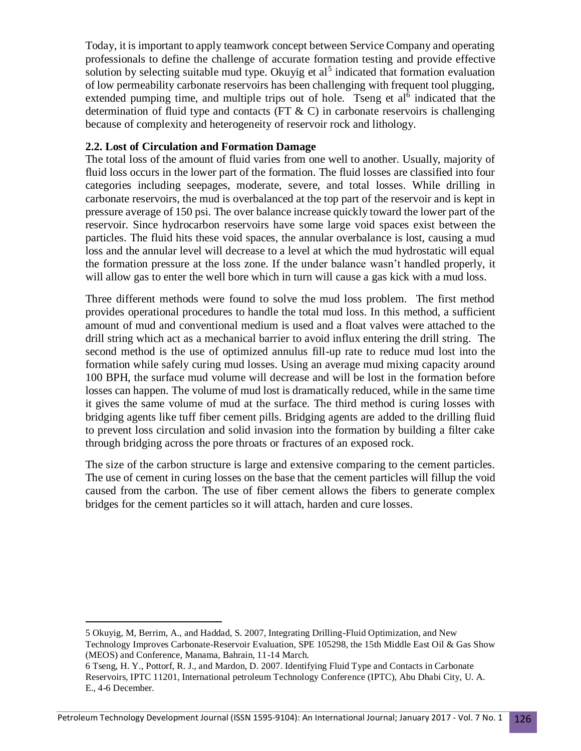Today, it is important to apply teamwork concept between Service Company and operating professionals to define the challenge of accurate formation testing and provide effective solution by selecting suitable mud type. Okuyig et al[5] indicated that formation evaluation of low permeability carbonate reservoirs has been challenging with frequent tool plugging, extended pumping time, and multiple trips out of hole. Tseng et al[6] indicated that the determination of fluid type and contacts (FT & C) in carbonate reservoirs is challenging because of complexity and heterogeneity of reservoir rock and lithology.

### 2.2. Lost of Circulation and Formation Damage

The total loss of the amount of fluid varies from one well to another. Usually, majority of fluid loss occurs in the lower part of the formation. The fluid losses are classified into four categories including seepages, moderate, severe, and total losses. While drilling in carbonate reservoirs, the mud is overbalanced at the top part of the reservoir and is kept in pressure average of 150 psi. The over balance increase quickly toward the lower part of the reservoir. Since hydrocarbon reservoirs have some large void spaces exist between the particles. The fluid hits these void spaces, the annular overbalance is lost, causing a mud loss and the annular level will decrease to a level at which the mud hydrostatic will equal the formation pressure at the loss zone. If the under balance wasn't handled properly, it will allow gas to enter the well bore which in turn will cause a gas kick with a mud loss.

Three different methods were found to solve the mud loss problem. The first method provides operational procedures to handle the total mud loss. In this method, a sufficient amount of mud and conventional medium is used and a float valves were attached to the drill string which act as a mechanical barrier to avoid influx entering the drill string. The second method is the use of optimized annulus fill-up rate to reduce mud lost into the formation while safely curing mud losses. Using an average mud mixing capacity around 100 BPH, the surface mud volume will decrease and will be lost in the formation before losses can happen. The volume of mud lost is dramatically reduced, while in the same time it gives the same volume of mud at the surface. The third method is curing losses with bridging agents like tuff fiber cement pills. Bridging agents are added to the drilling fluid to prevent loss circulation and solid invasion into the formation by building a filter cake through bridging across the pore throats or fractures of an exposed rock.

The size of the carbon structure is large and extensive comparing to the cement particles. The use of cement in curing losses on the base that the cement particles will fillup the void caused from the carbon. The use of fiber cement allows the fibers to generate complex bridges for the cement particles so it will attach, harden and cure losses.

---

5 Okuyig, M, Berrim, A., and Haddad, S. 2007, Integrating Drilling-Fluid Optimization, and New Technology Improves Carbonate-Reservoir Evaluation, SPE 105298, the 15th Middle East Oil & Gas Show (MEOS) and Conference, Manama, Bahrain, 11-14 March.

6 Tseng, H. Y., Pottorf, R. J., and Mardon, D. 2007. Identifying Fluid Type and Contacts in Carbonate Reservoirs, IPTC 11201, International petroleum Technology Conference (IPTC), Abu Dhabi City, U. A. E., 4-6 December.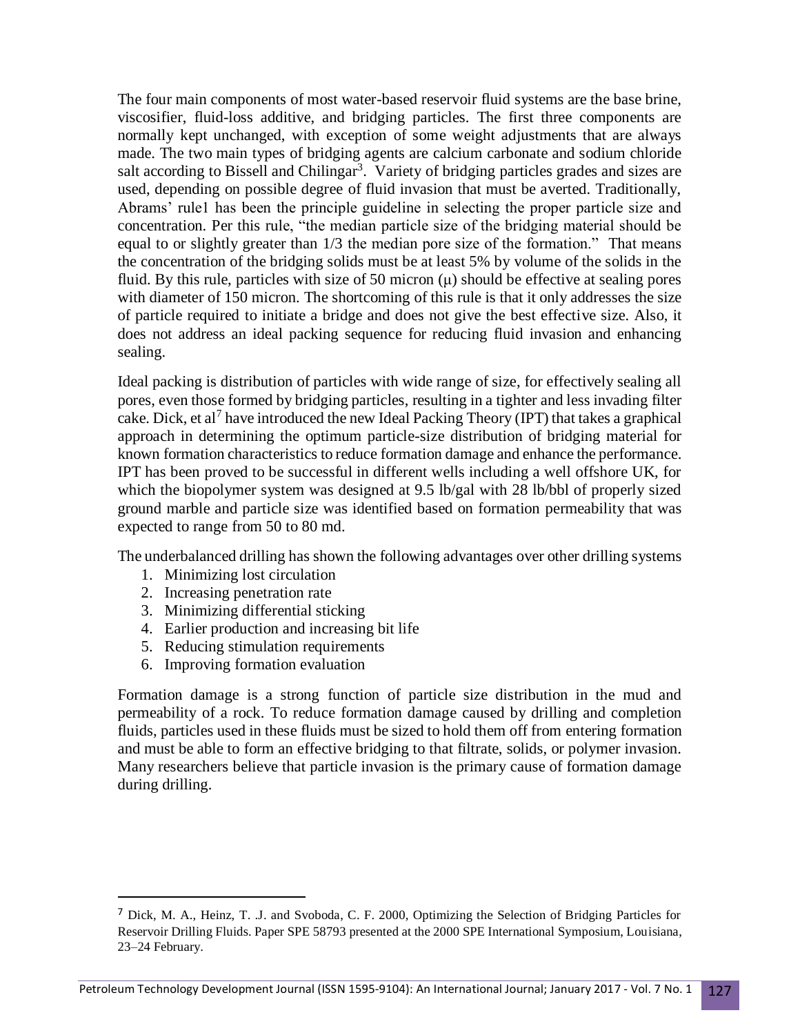The four main components of most water-based reservoir fluid systems are the base brine, viscosifier, fluid-loss additive, and bridging particles. The first three components are normally kept unchanged, with exception of some weight adjustments that are always made. The two main types of bridging agents are calcium carbonate and sodium chloride salt according to Bissell and Chilingar[3]. Variety of bridging particles grades and sizes are used, depending on possible degree of fluid invasion that must be averted. Traditionally, Abrams' rule1 has been the principle guideline in selecting the proper particle size and concentration. Per this rule, "the median particle size of the bridging material should be equal to or slightly greater than 1/3 the median pore size of the formation." That means the concentration of the bridging solids must be at least 5% by volume of the solids in the fluid. By this rule, particles with size of 50 micron (μ) should be effective at sealing pores with diameter of 150 micron. The shortcoming of this rule is that it only addresses the size of particle required to initiate a bridge and does not give the best effective size. Also, it does not address an ideal packing sequence for reducing fluid invasion and enhancing sealing.

Ideal packing is distribution of particles with wide range of size, for effectively sealing all pores, even those formed by bridging particles, resulting in a tighter and less invading filter cake. Dick, et al[7] have introduced the new Ideal Packing Theory (IPT) that takes a graphical approach in determining the optimum particle-size distribution of bridging material for known formation characteristics to reduce formation damage and enhance the performance. IPT has been proved to be successful in different wells including a well offshore UK, for which the biopolymer system was designed at 9.5 lb/gal with 28 lb/bbl of properly sized ground marble and particle size was identified based on formation permeability that was expected to range from 50 to 80 md.

The underbalanced drilling has shown the following advantages over other drilling systems

1. Minimizing lost circulation
2. Increasing penetration rate
3. Minimizing differential sticking
4. Earlier production and increasing bit life
5. Reducing stimulation requirements
6. Improving formation evaluation

Formation damage is a strong function of particle size distribution in the mud and permeability of a rock. To reduce formation damage caused by drilling and completion fluids, particles used in these fluids must be sized to hold them off from entering formation and must be able to form an effective bridging to that filtrate, solids, or polymer invasion. Many researchers believe that particle invasion is the primary cause of formation damage during drilling.

---

[7] Dick, M. A., Heinz, T. .J. and Svoboda, C. F. 2000, Optimizing the Selection of Bridging Particles for Reservoir Drilling Fluids. Paper SPE 58793 presented at the 2000 SPE International Symposium, Louisiana, 23–24 February.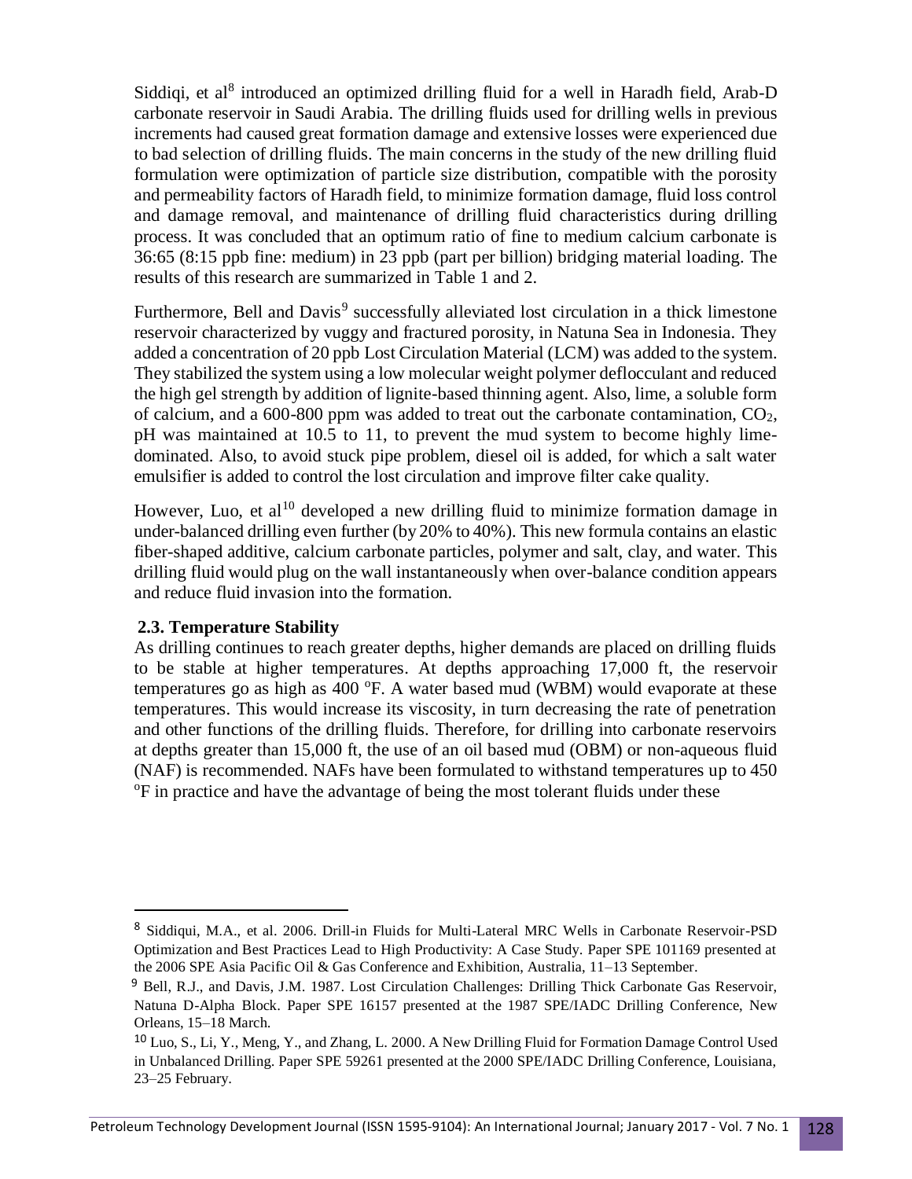Siddiqi, et al[8] introduced an optimized drilling fluid for a well in Haradh field, Arab-D carbonate reservoir in Saudi Arabia. The drilling fluids used for drilling wells in previous increments had caused great formation damage and extensive losses were experienced due to bad selection of drilling fluids. The main concerns in the study of the new drilling fluid formulation were optimization of particle size distribution, compatible with the porosity and permeability factors of Haradh field, to minimize formation damage, fluid loss control and damage removal, and maintenance of drilling fluid characteristics during drilling process. It was concluded that an optimum ratio of fine to medium calcium carbonate is 36:65 (8:15 ppb fine: medium) in 23 ppb (part per billion) bridging material loading. The results of this research are summarized in Table 1 and 2.

Furthermore, Bell and Davis[9] successfully alleviated lost circulation in a thick limestone reservoir characterized by vuggy and fractured porosity, in Natuna Sea in Indonesia. They added a concentration of 20 ppb Lost Circulation Material (LCM) was added to the system. They stabilized the system using a low molecular weight polymer deflocculant and reduced the high gel strength by addition of lignite-based thinning agent. Also, lime, a soluble form of calcium, and a 600-800 ppm was added to treat out the carbonate contamination, $CO_2$, pH was maintained at 10.5 to 11, to prevent the mud system to become highly lime-dominated. Also, to avoid stuck pipe problem, diesel oil is added, for which a salt water emulsifier is added to control the lost circulation and improve filter cake quality.

However, Luo, et al[10] developed a new drilling fluid to minimize formation damage in under-balanced drilling even further (by 20% to 40%). This new formula contains an elastic fiber-shaped additive, calcium carbonate particles, polymer and salt, clay, and water. This drilling fluid would plug on the wall instantaneously when over-balance condition appears and reduce fluid invasion into the formation.

### 2.3. Temperature Stability

As drilling continues to reach greater depths, higher demands are placed on drilling fluids to be stable at higher temperatures. At depths approaching 17,000 ft, the reservoir temperatures go as high as 400 $^{o}$F. A water based mud (WBM) would evaporate at these temperatures. This would increase its viscosity, in turn decreasing the rate of penetration and other functions of the drilling fluids. Therefore, for drilling into carbonate reservoirs at depths greater than 15,000 ft, the use of an oil based mud (OBM) or non-aqueous fluid (NAF) is recommended. NAFs have been formulated to withstand temperatures up to 450 $^{o}$F in practice and have the advantage of being the most tolerant fluids under these

---

[8] Siddiqui, M.A., et al. 2006. Drill-in Fluids for Multi-Lateral MRC Wells in Carbonate Reservoir-PSD Optimization and Best Practices Lead to High Productivity: A Case Study. Paper SPE 101169 presented at the 2006 SPE Asia Pacific Oil & Gas Conference and Exhibition, Australia, 11–13 September.

[9] Bell, R.J., and Davis, J.M. 1987. Lost Circulation Challenges: Drilling Thick Carbonate Gas Reservoir, Natuna D-Alpha Block. Paper SPE 16157 presented at the 1987 SPE/IADC Drilling Conference, New Orleans, 15–18 March.

[10] Luo, S., Li, Y., Meng, Y., and Zhang, L. 2000. A New Drilling Fluid for Formation Damage Control Used in Unbalanced Drilling. Paper SPE 59261 presented at the 2000 SPE/IADC Drilling Conference, Louisiana, 23–25 February.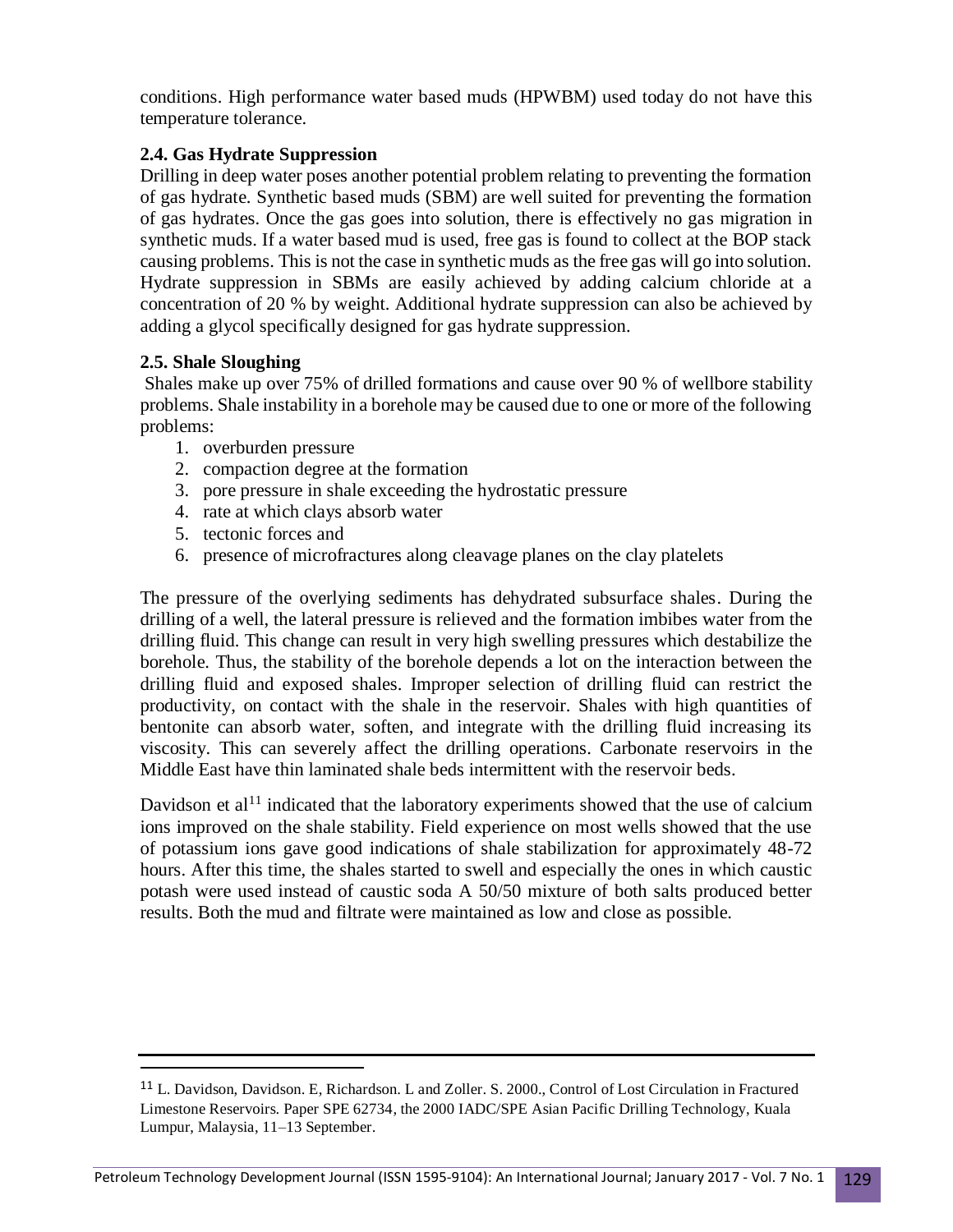conditions. High performance water based muds (HPWBM) used today do not have this temperature tolerance.

### 2.4. Gas Hydrate Suppression

Drilling in deep water poses another potential problem relating to preventing the formation of gas hydrate. Synthetic based muds (SBM) are well suited for preventing the formation of gas hydrates. Once the gas goes into solution, there is effectively no gas migration in synthetic muds. If a water based mud is used, free gas is found to collect at the BOP stack causing problems. This is not the case in synthetic muds as the free gas will go into solution. Hydrate suppression in SBMs are easily achieved by adding calcium chloride at a concentration of 20 % by weight. Additional hydrate suppression can also be achieved by adding a glycol specifically designed for gas hydrate suppression.

### 2.5. Shale Sloughing

Shales make up over 75% of drilled formations and cause over 90 % of wellbore stability problems. Shale instability in a borehole may be caused due to one or more of the following problems:

1. overburden pressure
2. compaction degree at the formation
3. pore pressure in shale exceeding the hydrostatic pressure
4. rate at which clays absorb water
5. tectonic forces and
6. presence of microfractures along cleavage planes on the clay platelets

The pressure of the overlying sediments has dehydrated subsurface shales. During the drilling of a well, the lateral pressure is relieved and the formation imbibes water from the drilling fluid. This change can result in very high swelling pressures which destabilize the borehole. Thus, the stability of the borehole depends a lot on the interaction between the drilling fluid and exposed shales. Improper selection of drilling fluid can restrict the productivity, on contact with the shale in the reservoir. Shales with high quantities of bentonite can absorb water, soften, and integrate with the drilling fluid increasing its viscosity. This can severely affect the drilling operations. Carbonate reservoirs in the Middle East have thin laminated shale beds intermittent with the reservoir beds.

Davidson et al[11] indicated that the laboratory experiments showed that the use of calcium ions improved on the shale stability. Field experience on most wells showed that the use of potassium ions gave good indications of shale stabilization for approximately 48-72 hours. After this time, the shales started to swell and especially the ones in which caustic potash were used instead of caustic soda A 50/50 mixture of both salts produced better results. Both the mud and filtrate were maintained as low and close as possible.

---

[11] L. Davidson, Davidson. E, Richardson. L and Zoller. S. 2000., Control of Lost Circulation in Fractured Limestone Reservoirs. Paper SPE 62734, the 2000 IADC/SPE Asian Pacific Drilling Technology, Kuala Lumpur, Malaysia, 11–13 September.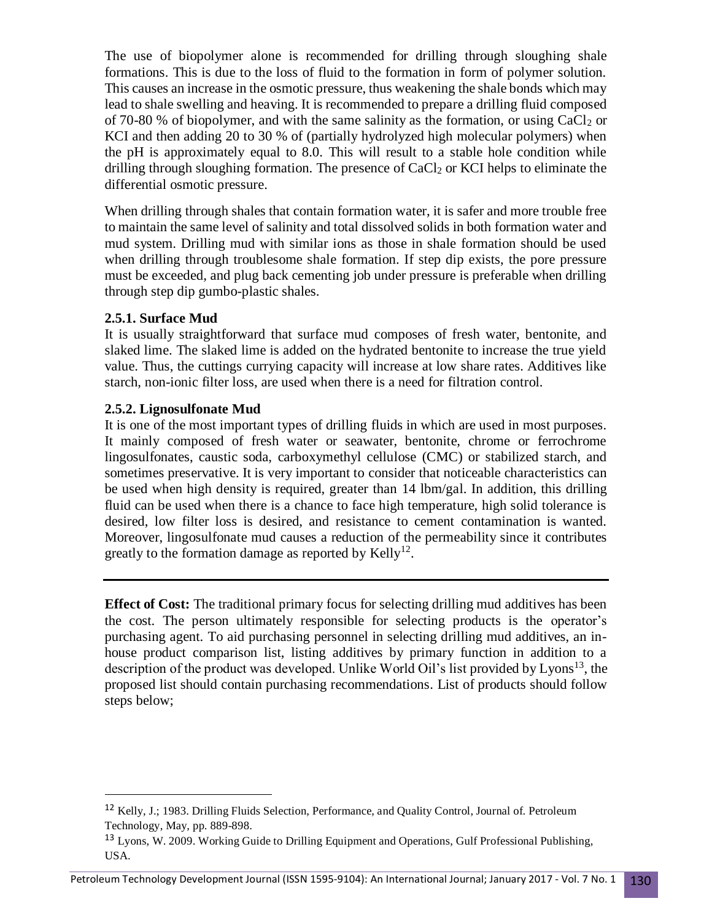The use of biopolymer alone is recommended for drilling through sloughing shale formations. This is due to the loss of fluid to the formation in form of polymer solution. This causes an increase in the osmotic pressure, thus weakening the shale bonds which may lead to shale swelling and heaving. It is recommended to prepare a drilling fluid composed of 70-80 % of biopolymer, and with the same salinity as the formation, or using $CaCl_2$ or KCI and then adding 20 to 30 % of (partially hydrolyzed high molecular polymers) when the pH is approximately equal to 8.0. This will result to a stable hole condition while drilling through sloughing formation. The presence of $CaCl_2$ or KCI helps to eliminate the differential osmotic pressure.

When drilling through shales that contain formation water, it is safer and more trouble free to maintain the same level of salinity and total dissolved solids in both formation water and mud system. Drilling mud with similar ions as those in shale formation should be used when drilling through troublesome shale formation. If step dip exists, the pore pressure must be exceeded, and plug back cementing job under pressure is preferable when drilling through step dip gumbo-plastic shales.

### 2.5.1. Surface Mud

It is usually straightforward that surface mud composes of fresh water, bentonite, and slaked lime. The slaked lime is added on the hydrated bentonite to increase the true yield value. Thus, the cuttings currying capacity will increase at low share rates. Additives like starch, non-ionic filter loss, are used when there is a need for filtration control.

### 2.5.2. Lignosulfonate Mud

It is one of the most important types of drilling fluids in which are used in most purposes. It mainly composed of fresh water or seawater, bentonite, chrome or ferrochrome lingosulfonates, caustic soda, carboxymethyl cellulose (CMC) or stabilized starch, and sometimes preservative. It is very important to consider that noticeable characteristics can be used when high density is required, greater than 14 lbm/gal. In addition, this drilling fluid can be used when there is a chance to face high temperature, high solid tolerance is desired, low filter loss is desired, and resistance to cement contamination is wanted. Moreover, lingosulfonate mud causes a reduction of the permeability since it contributes greatly to the formation damage as reported by Kelly[12].

---

**Effect of Cost:** The traditional primary focus for selecting drilling mud additives has been the cost. The person ultimately responsible for selecting products is the operator's purchasing agent. To aid purchasing personnel in selecting drilling mud additives, an in-house product comparison list, listing additives by primary function in addition to a description of the product was developed. Unlike World Oil's list provided by Lyons[13], the proposed list should contain purchasing recommendations. List of products should follow steps below;

---

[12] Kelly, J.; 1983. Drilling Fluids Selection, Performance, and Quality Control, Journal of. Petroleum Technology, May, pp. 889-898.

[13] Lyons, W. 2009. Working Guide to Drilling Equipment and Operations, Gulf Professional Publishing, USA.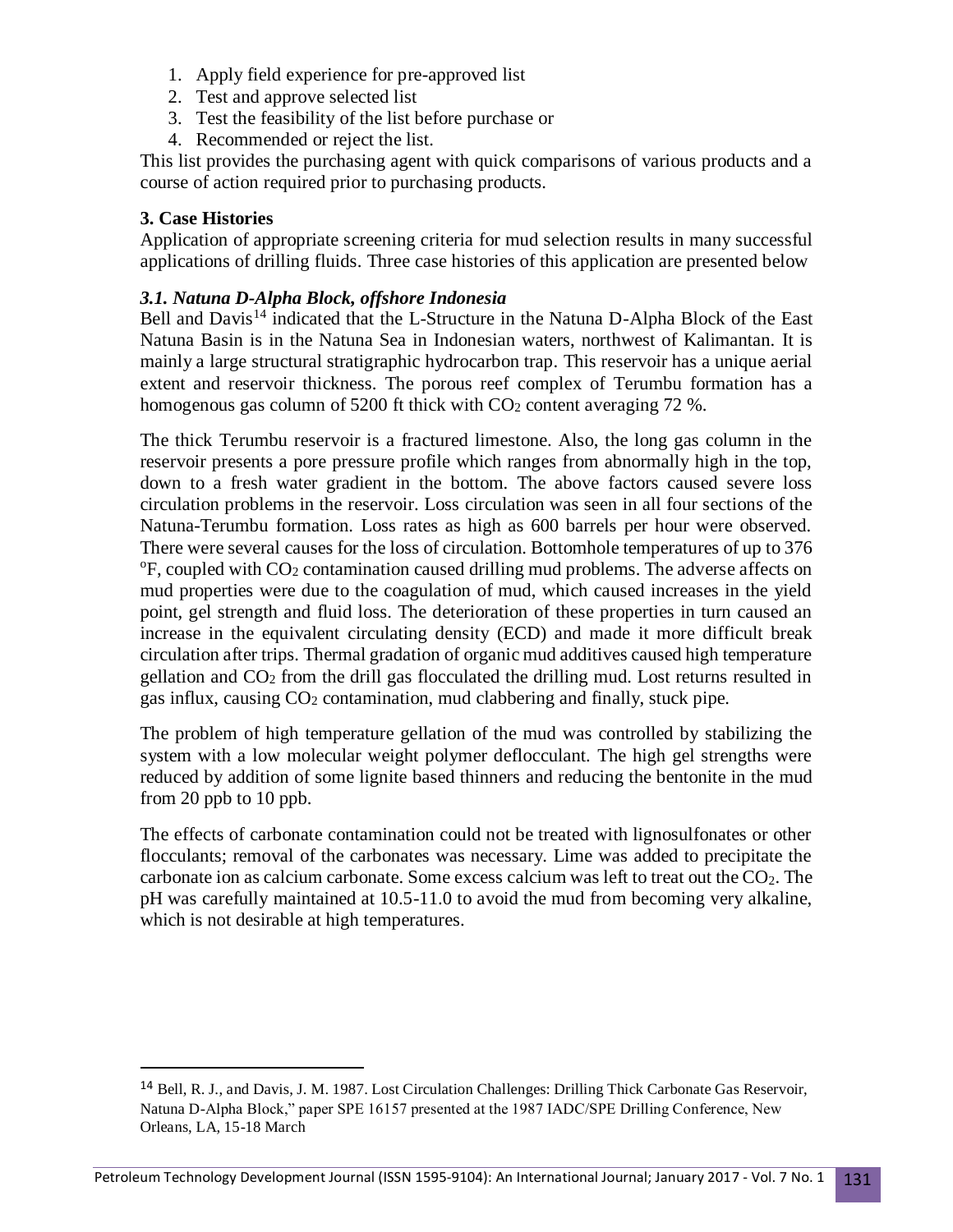1. Apply field experience for pre-approved list
2. Test and approve selected list
3. Test the feasibility of the list before purchase or
4. Recommended or reject the list.

This list provides the purchasing agent with quick comparisons of various products and a course of action required prior to purchasing products.

## 3. Case Histories

Application of appropriate screening criteria for mud selection results in many successful applications of drilling fluids. Three case histories of this application are presented below

### *3.1. Natuna D-Alpha Block, offshore Indonesia*

Bell and Davis[14] indicated that the L-Structure in the Natuna D-Alpha Block of the East Natuna Basin is in the Natuna Sea in Indonesian waters, northwest of Kalimantan. It is mainly a large structural stratigraphic hydrocarbon trap. This reservoir has a unique aerial extent and reservoir thickness. The porous reef complex of Terumbu formation has a homogenous gas column of 5200 ft thick with $CO_2$ content averaging 72 %.

The thick Terumbu reservoir is a fractured limestone. Also, the long gas column in the reservoir presents a pore pressure profile which ranges from abnormally high in the top, down to a fresh water gradient in the bottom. The above factors caused severe loss circulation problems in the reservoir. Loss circulation was seen in all four sections of the Natuna-Terumbu formation. Loss rates as high as 600 barrels per hour were observed. There were several causes for the loss of circulation. Bottomhole temperatures of up to 376 $^{o}$F, coupled with $CO_2$ contamination caused drilling mud problems. The adverse affects on mud properties were due to the coagulation of mud, which caused increases in the yield point, gel strength and fluid loss. The deterioration of these properties in turn caused an increase in the equivalent circulating density (ECD) and made it more difficult break circulation after trips. Thermal gradation of organic mud additives caused high temperature gellation and $CO_2$ from the drill gas flocculated the drilling mud. Lost returns resulted in gas influx, causing $CO_2$ contamination, mud clabbering and finally, stuck pipe.

The problem of high temperature gellation of the mud was controlled by stabilizing the system with a low molecular weight polymer deflocculant. The high gel strengths were reduced by addition of some lignite based thinners and reducing the bentonite in the mud from 20 ppb to 10 ppb.

The effects of carbonate contamination could not be treated with lignosulfonates or other flocculants; removal of the carbonates was necessary. Lime was added to precipitate the carbonate ion as calcium carbonate. Some excess calcium was left to treat out the $CO_2$. The pH was carefully maintained at 10.5-11.0 to avoid the mud from becoming very alkaline, which is not desirable at high temperatures.

[14] Bell, R. J., and Davis, J. M. 1987. Lost Circulation Challenges: Drilling Thick Carbonate Gas Reservoir, Natuna D-Alpha Block," paper SPE 16157 presented at the 1987 IADC/SPE Drilling Conference, New Orleans, LA, 15-18 March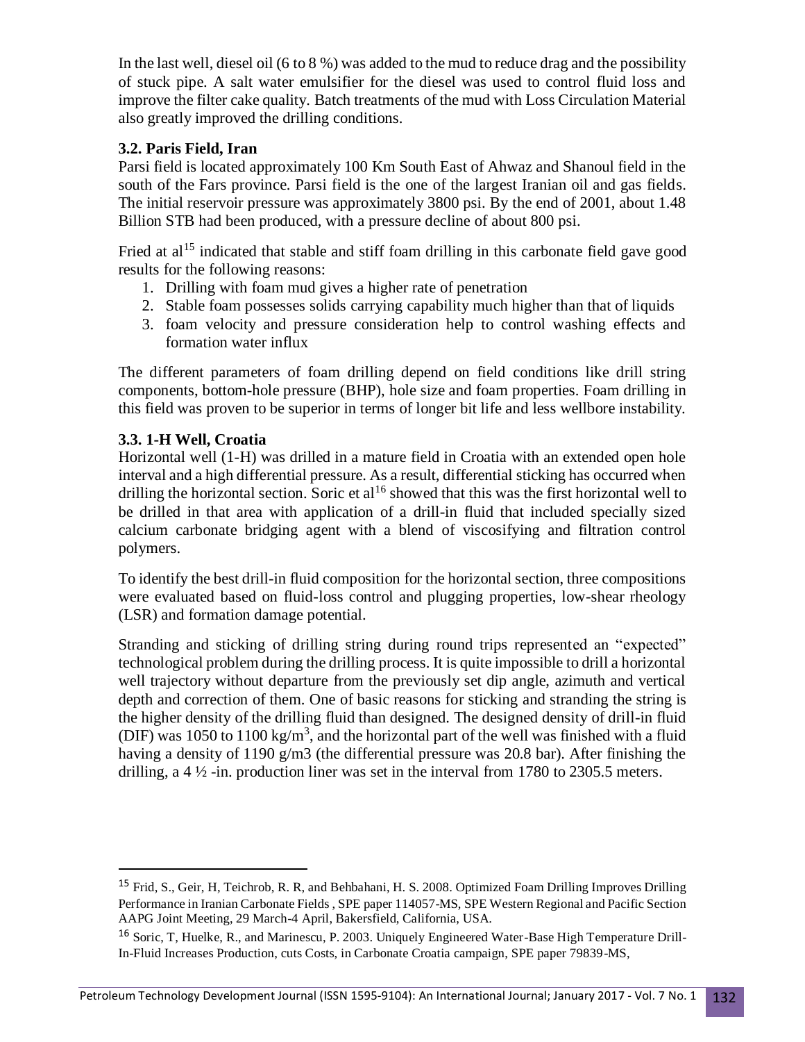In the last well, diesel oil (6 to 8 %) was added to the mud to reduce drag and the possibility of stuck pipe. A salt water emulsifier for the diesel was used to control fluid loss and improve the filter cake quality. Batch treatments of the mud with Loss Circulation Material also greatly improved the drilling conditions.

### 3.2. Paris Field, Iran

Parsi field is located approximately 100 Km South East of Ahwaz and Shanoul field in the south of the Fars province. Parsi field is the one of the largest Iranian oil and gas fields. The initial reservoir pressure was approximately 3800 psi. By the end of 2001, about 1.48 Billion STB had been produced, with a pressure decline of about 800 psi.

Fried at al[15] indicated that stable and stiff foam drilling in this carbonate field gave good results for the following reasons:

1. Drilling with foam mud gives a higher rate of penetration
2. Stable foam possesses solids carrying capability much higher than that of liquids
3. foam velocity and pressure consideration help to control washing effects and formation water influx

The different parameters of foam drilling depend on field conditions like drill string components, bottom-hole pressure (BHP), hole size and foam properties. Foam drilling in this field was proven to be superior in terms of longer bit life and less wellbore instability.

### 3.3. 1-H Well, Croatia

Horizontal well (1-H) was drilled in a mature field in Croatia with an extended open hole interval and a high differential pressure. As a result, differential sticking has occurred when drilling the horizontal section. Soric et al[16] showed that this was the first horizontal well to be drilled in that area with application of a drill-in fluid that included specially sized calcium carbonate bridging agent with a blend of viscosifying and filtration control polymers.

To identify the best drill-in fluid composition for the horizontal section, three compositions were evaluated based on fluid-loss control and plugging properties, low-shear rheology (LSR) and formation damage potential.

Stranding and sticking of drilling string during round trips represented an "expected" technological problem during the drilling process. It is quite impossible to drill a horizontal well trajectory without departure from the previously set dip angle, azimuth and vertical depth and correction of them. One of basic reasons for sticking and stranding the string is the higher density of the drilling fluid than designed. The designed density of drill-in fluid (DIF) was 1050 to 1100 kg/m$^3$, and the horizontal part of the well was finished with a fluid having a density of 1190 g/m3 (the differential pressure was 20.8 bar). After finishing the drilling, a 4 ½ -in. production liner was set in the interval from 1780 to 2305.5 meters.

---

[15] Frid, S., Geir, H, Teichrob, R. R, and Behbahani, H. S. 2008. Optimized Foam Drilling Improves Drilling Performance in Iranian Carbonate Fields , SPE paper 114057-MS, SPE Western Regional and Pacific Section AAPG Joint Meeting, 29 March-4 April, Bakersfield, California, USA.

[16] Soric, T, Huelke, R., and Marinescu, P. 2003. Uniquely Engineered Water-Base High Temperature Drill-In-Fluid Increases Production, cuts Costs, in Carbonate Croatia campaign, SPE paper 79839-MS,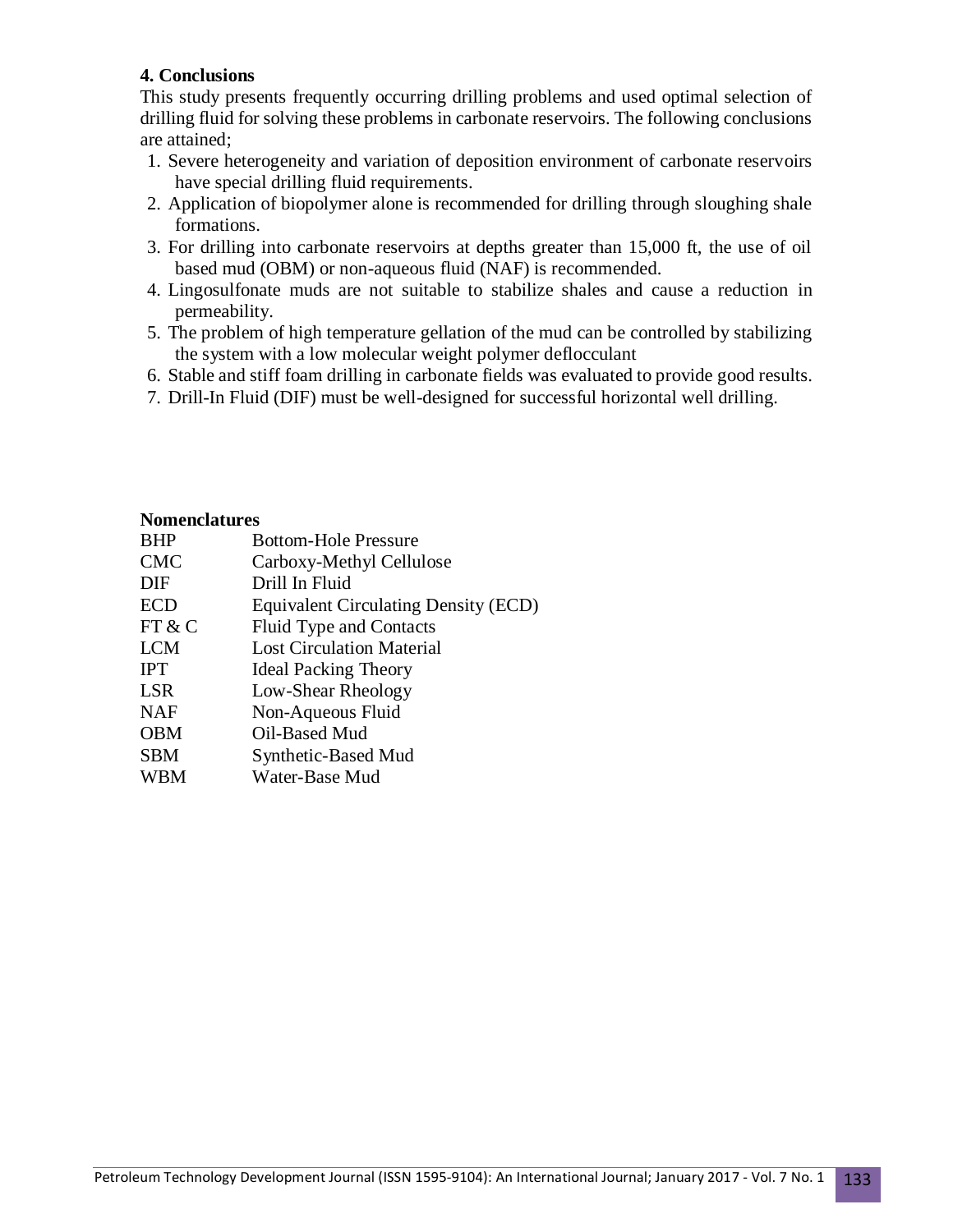## 4. Conclusions

This study presents frequently occurring drilling problems and used optimal selection of drilling fluid for solving these problems in carbonate reservoirs. The following conclusions are attained;

1. Severe heterogeneity and variation of deposition environment of carbonate reservoirs have special drilling fluid requirements.
2. Application of biopolymer alone is recommended for drilling through sloughing shale formations.
3. For drilling into carbonate reservoirs at depths greater than 15,000 ft, the use of oil based mud (OBM) or non-aqueous fluid (NAF) is recommended.
4. Lingosulfonate muds are not suitable to stabilize shales and cause a reduction in permeability.
5. The problem of high temperature gellation of the mud can be controlled by stabilizing the system with a low molecular weight polymer deflocculant
6. Stable and stiff foam drilling in carbonate fields was evaluated to provide good results.
7. Drill-In Fluid (DIF) must be well-designed for successful horizontal well drilling.

### Nomenclatures

| | |
|---|---|
| BHP | Bottom-Hole Pressure |
| CMC | Carboxy-Methyl Cellulose |
| DIF | Drill In Fluid |
| ECD | Equivalent Circulating Density (ECD) |
| FT & C | Fluid Type and Contacts |
| LCM | Lost Circulation Material |
| IPT | Ideal Packing Theory |
| LSR | Low-Shear Rheology |
| NAF | Non-Aqueous Fluid |
| OBM | Oil-Based Mud |
| SBM | Synthetic-Based Mud |
| WBM | Water-Base Mud |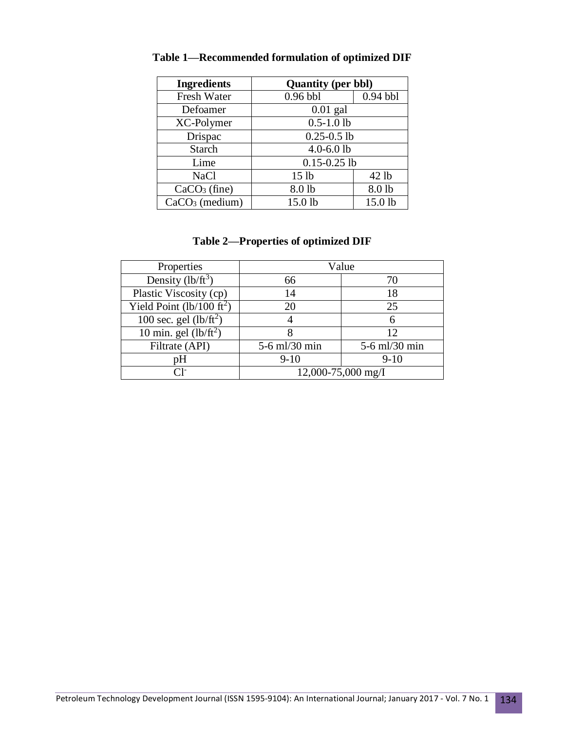**Table 1—Recommended formulation of optimized DIF**

| Ingredients | Quantity (per bbl) | |
|---|---|---|
| Fresh Water | 0.96 bbl | 0.94 bbl |
| Defoamer | 0.01 gal | |
| XC-Polymer | 0.5-1.0 lb | |
| Drispac | 0.25-0.5 lb | |
| Starch | 4.0-6.0 lb | |
| Lime | 0.15-0.25 lb | |
| NaCl | 15 lb | 42 lb |
| $CaCO_3$ (fine) | 8.0 lb | 8.0 lb |
| $CaCO_3$ (medium) | 15.0 lb | 15.0 lb |

**Table 2—Properties of optimized DIF**

| Properties | Value | |
|---|---|---|
| Density ($lb/ft^3$) | 66 | 70 |
| Plastic Viscosity (cp) | 14 | 18 |
| Yield Point ($lb/100\ ft^2$) | 20 | 25 |
| 100 sec. gel ($lb/ft^2$) | 4 | 6 |
| 10 min. gel ($lb/ft^2$) | 8 | 12 |
| Filtrate (API) | 5-6 ml/30 min | 5-6 ml/30 min |
| pH | 9-10 | 9-10 |
| $Cl^-$ | 12,000-75,000 mg/I | |